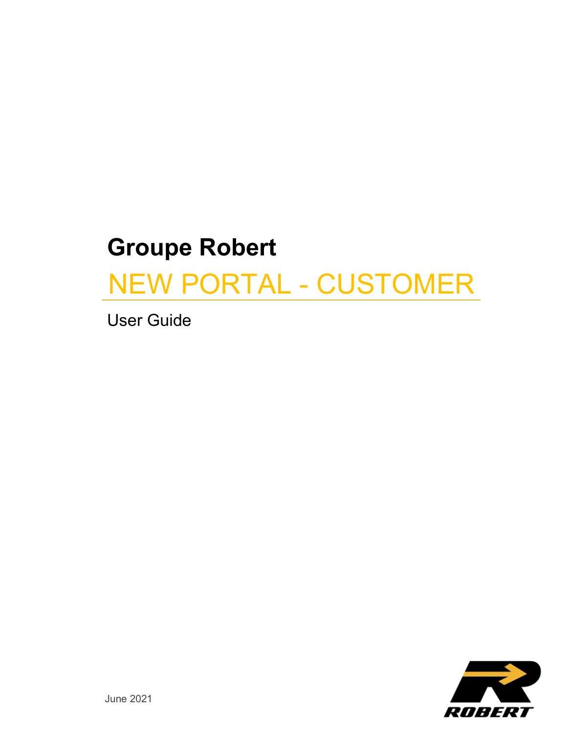# Groupe Robert

## NEW PORTAL - CUSTOMER

User Guide

June 2021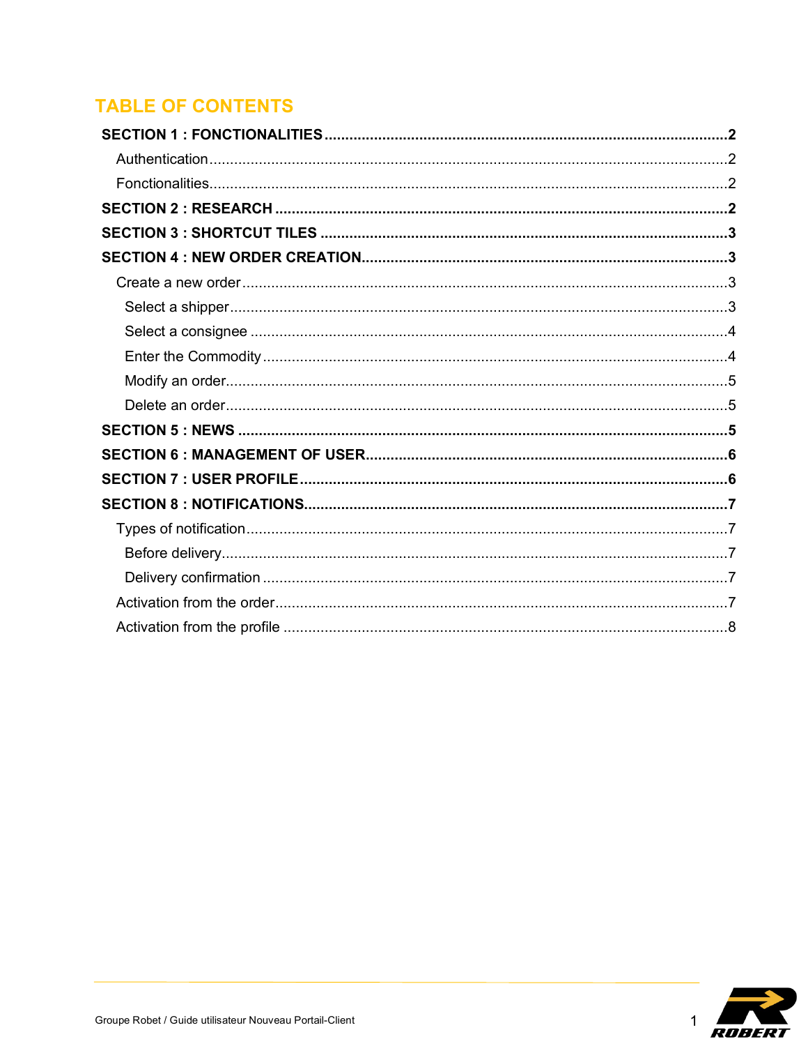# TABLE OF CONTENTS

**SECTION 1 : FONCTIONALITIES** ........ **2**

- Authentication ........ 2
- Fonctionalities ........ 2

**SECTION 2 : RESEARCH** ........ **2**

**SECTION 3 : SHORTCUT TILES** ........ **3**

**SECTION 4 : NEW ORDER CREATION** ........ **3**

- Create a new order ........ 3
  - Select a shipper ........ 3
  - Select a consignee ........ 4
  - Enter the Commodity ........ 4
  - Modify an order ........ 5
  - Delete an order ........ 5

**SECTION 5 : NEWS** ........ **5**

**SECTION 6 : MANAGEMENT OF USER** ........ **6**

**SECTION 7 : USER PROFILE** ........ **6**

**SECTION 8 : NOTIFICATIONS** ........ **7**

- Types of notification ........ 7
  - Before delivery ........ 7
  - Delivery confirmation ........ 7
- Activation from the order ........ 7
- Activation from the profile ........ 8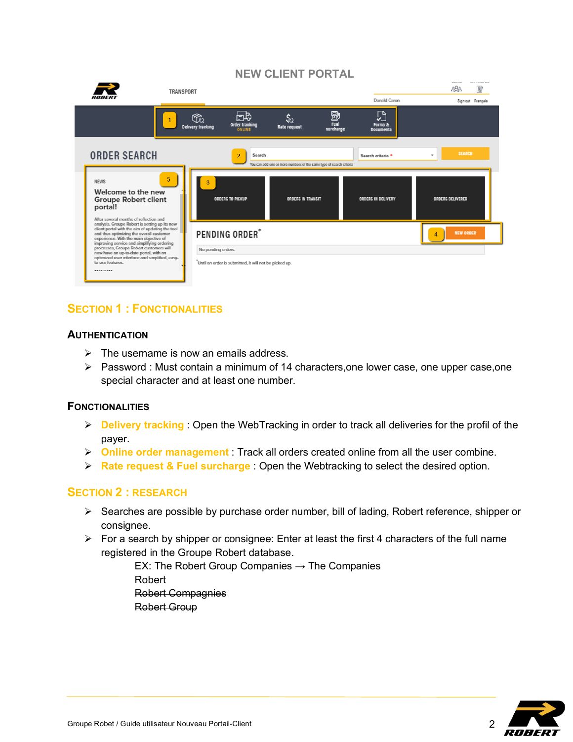## NEW CLIENT PORTAL

## Section 1 : Fonctionalities

### Authentication

- The username is now an emails address.
- Password : Must contain a minimum of 14 characters,one lower case, one upper case,one special character and at least one number.

### Fonctionalities

- **Delivery tracking** : Open the WebTracking in order to track all deliveries for the profil of the payer.
- **Online order management** : Track all orders created online from all the user combine.
- **Rate request & Fuel surcharge** : Open the Webtracking to select the desired option.

## Section 2 : Research

- Searches are possible by purchase order number, bill of lading, Robert reference, shipper or consignee.
- For a search by shipper or consignee: Enter at least the first 4 characters of the full name registered in the Groupe Robert database.

  EX: The Robert Group Companies → The Companies
  ~~Robert~~
  ~~Robert Compagnies~~
  ~~Robert Group~~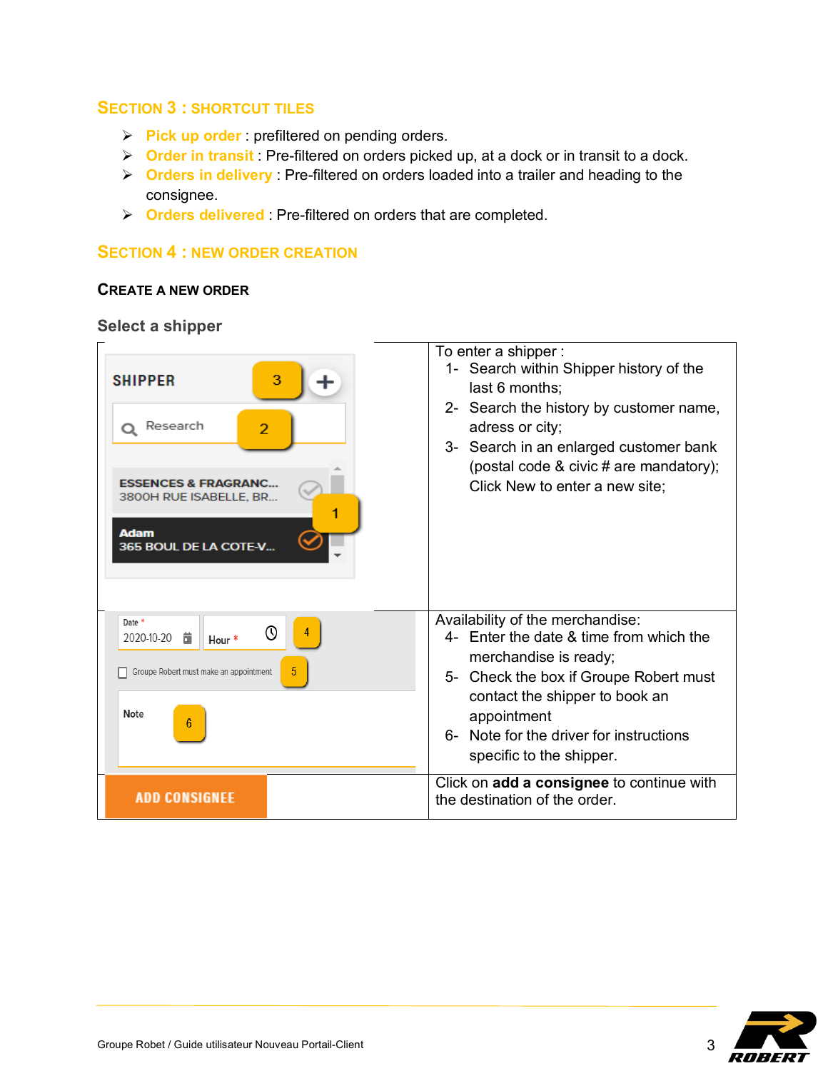## Section 3 : Shortcut tiles

- **Pick up order** : prefiltered on pending orders.
- **Order in transit** : Pre-filtered on orders picked up, at a dock or in transit to a dock.
- **Orders in delivery** : Pre-filtered on orders loaded into a trailer and heading to the consignee.
- **Orders delivered** : Pre-filtered on orders that are completed.

## Section 4 : New order creation

### Create a new order

#### Select a shipper

| | |
|---|---|
| SHIPPER 3 + <br> Research 2 <br> ESSENCES & FRAGRANC... 3800H RUE ISABELLE, BR... 1 <br> Adam 365 BOUL DE LA COTE-V... | To enter a shipper :<br>1- Search within Shipper history of the last 6 months;<br>2- Search the history by customer name, adress or city;<br>3- Search in an enlarged customer bank (postal code & civic # are mandatory); Click New to enter a new site; |
| Date * 2020-10-20 Hour * 4 <br> Groupe Robert must make an appointment 5 <br> Note 6 | Availability of the merchandise:<br>4- Enter the date & time from which the merchandise is ready;<br>5- Check the box if Groupe Robert must contact the shipper to book an appointment<br>6- Note for the driver for instructions specific to the shipper. |
| ADD CONSIGNEE | Click on **add a consignee** to continue with the destination of the order. |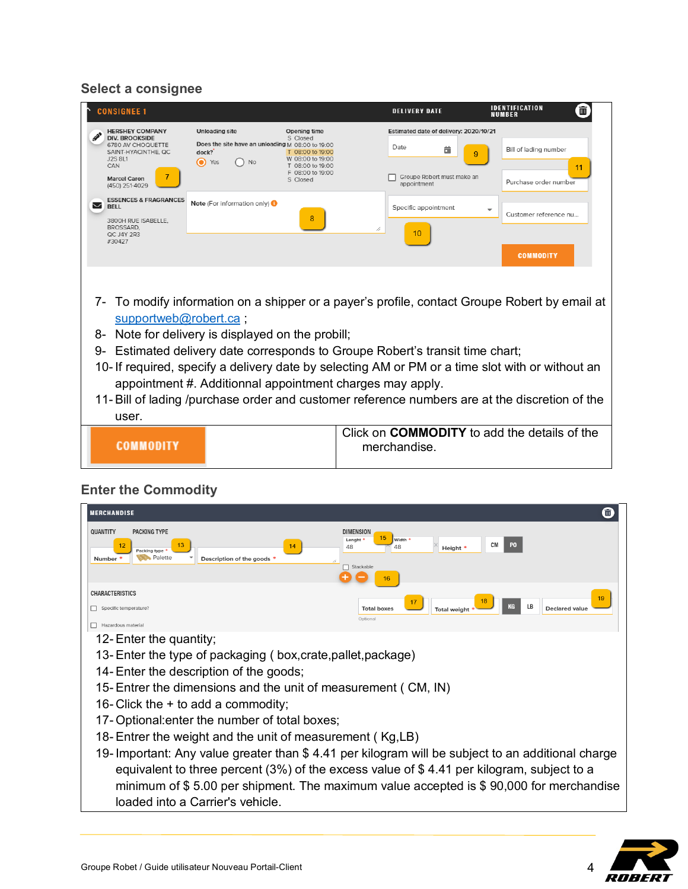## Select a consignee

7- To modify information on a shipper or a payer's profile, contact Groupe Robert by email at supportweb@robert.ca ;
8- Note for delivery is displayed on the probill;
9- Estimated delivery date corresponds to Groupe Robert's transit time chart;
10- If required, specify a delivery date by selecting AM or PM or a time slot with or without an appointment #. Additionnal appointment charges may apply.
11- Bill of lading /purchase order and customer reference numbers are at the discretion of the user.

| COMMODITY | Click on **COMMODITY** to add the details of the merchandise. |
|---|---|

## Enter the Commodity

12- Enter the quantity;
13- Enter the type of packaging ( box,crate,pallet,package)
14- Enter the description of the goods;
15- Entrer the dimensions and the unit of measurement ( CM, IN)
16- Click the + to add a commodity;
17- Optional:enter the number of total boxes;
18- Entrer the weight and the unit of measurement ( Kg,LB)
19- Important: Any value greater than $ 4.41 per kilogram will be subject to an additional charge equivalent to three percent (3%) of the excess value of $ 4.41 per kilogram, subject to a minimum of $ 5.00 per shipment. The maximum value accepted is $ 90,000 for merchandise loaded into a Carrier's vehicle.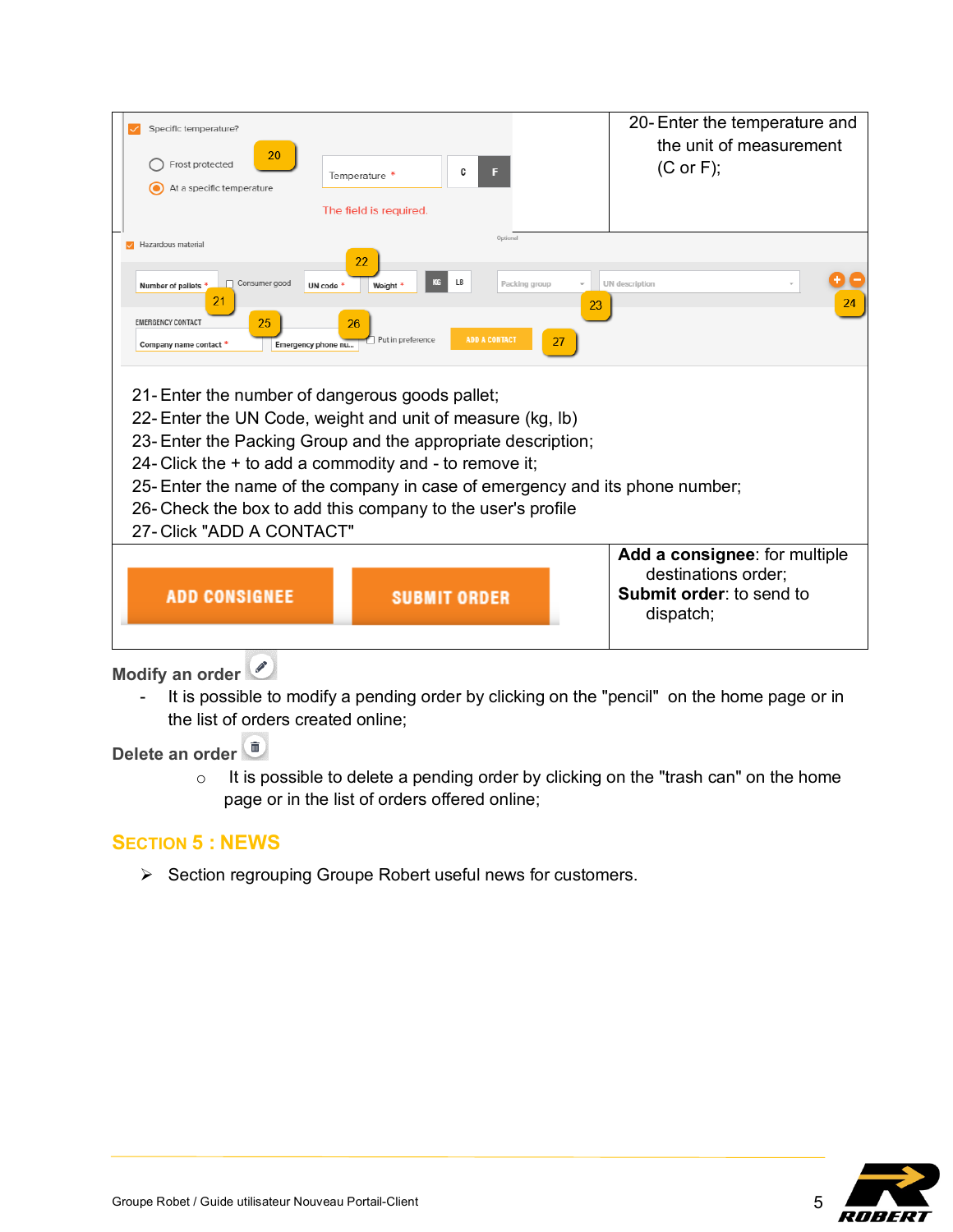20- Enter the temperature and the unit of measurement (C or F);

21- Enter the number of dangerous goods pallet;
22- Enter the UN Code, weight and unit of measure (kg, lb)
23- Enter the Packing Group and the appropriate description;
24- Click the + to add a commodity and - to remove it;
25- Enter the name of the company in case of emergency and its phone number;
26- Check the box to add this company to the user's profile
27- Click "ADD A CONTACT"

**Add a consignee**: for multiple destinations order;
**Submit order**: to send to dispatch;

**Modify an order**

- It is possible to modify a pending order by clicking on the "pencil" on the home page or in the list of orders created online;

**Delete an order**

- It is possible to delete a pending order by clicking on the "trash can" on the home page or in the list of orders offered online;

## Section 5 : News

- Section regrouping Groupe Robert useful news for customers.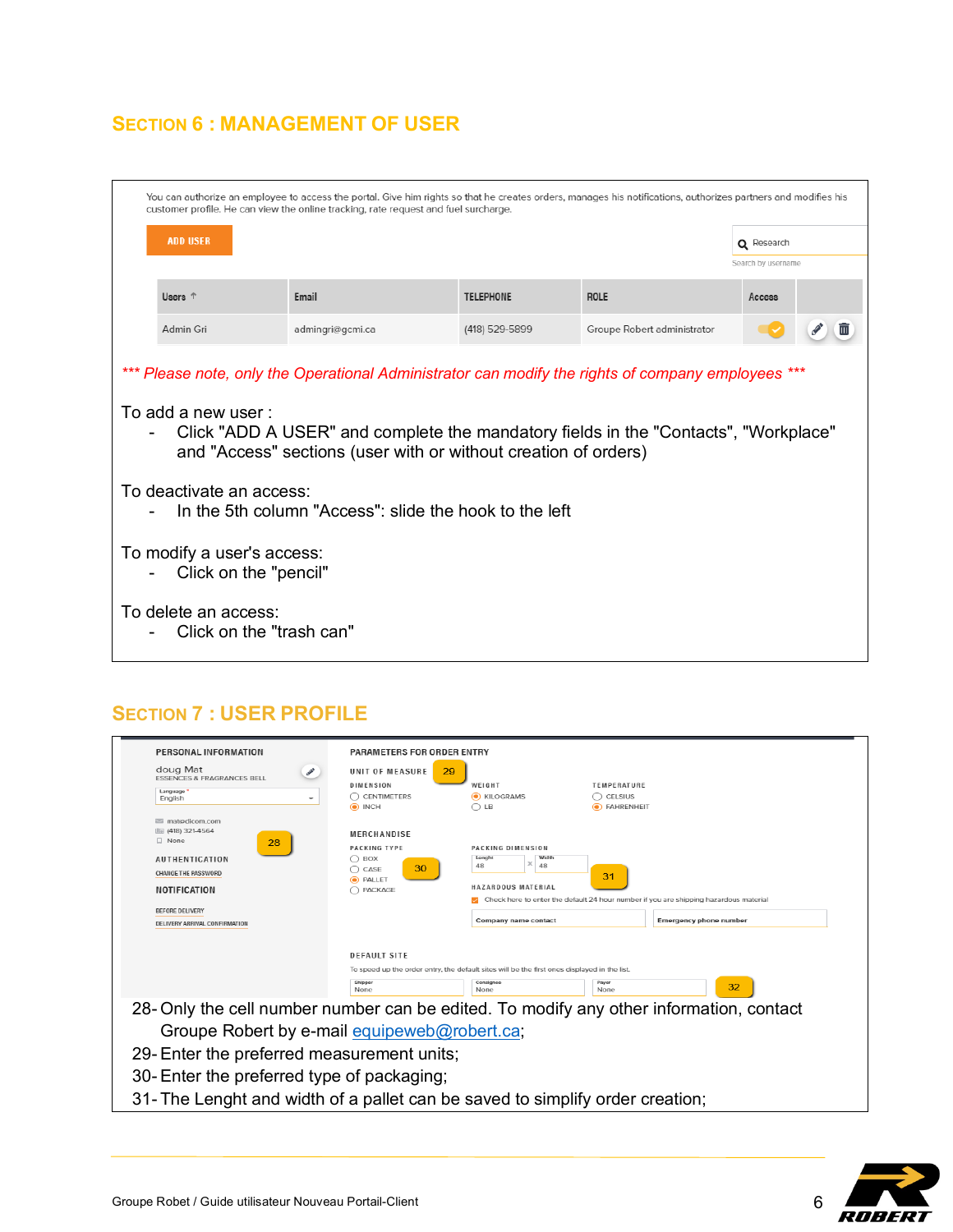## SECTION 6 : MANAGEMENT OF USER

You can authorize an employee to access the portal. Give him rights so that he creates orders, manages his notifications, authorizes partners and modifies his customer profile. He can view the online tracking, rate request and fuel surcharge.

ADD USER

Research
Search by username

| Users ↑ | Email | TELEPHONE | ROLE | Access | |
|---|---|---|---|---|---|
| Admin Gri | admingri@gcmi.ca | (418) 529-5899 | Groupe Robert administrator | | |

*\*\*\* Please note, only the Operational Administrator can modify the rights of company employees \*\*\**

To add a new user :

- Click "ADD A USER" and complete the mandatory fields in the "Contacts", "Workplace" and "Access" sections (user with or without creation of orders)

To deactivate an access:

- In the 5th column "Access": slide the hook to the left

To modify a user's access:

- Click on the "pencil"

To delete an access:

- Click on the "trash can"

## SECTION 7 : USER PROFILE

PERSONAL INFORMATION
doug Mat
ESSENCES & FRAGRANCES BELL
Language *
English
matodicom.com
(418) 321-4564
None
28
AUTHENTICATION
CHANGE THE PASSWORD
NOTIFICATION
BEFORE DELIVERY
DELIVERY ARRIVAL CONFIRMATION

PARAMETERS FOR ORDER ENTRY
UNIT OF MEASURE 29
DIMENSION: CENTIMETERS / INCH
WEIGHT: KILOGRAMS / LB
TEMPERATURE: CELSIUS / FAHRENHEIT
MERCHANDISE
PACKING TYPE: BOX / CASE / PALLET / PACKAGE 30
PACKING DIMENSION: Lenght 48 × Width 48 31
HAZARDOUS MATERIAL
Check here to enter the default 24 hour number if you are shipping hazardous material
Company name contact | Emergency phone number
DEFAULT SITE
To speed up the order entry, the default sites will be the first ones displayed in the list.
Shipper None | Consignee None | Payer None 32

28- Only the cell number number can be edited. To modify any other information, contact Groupe Robert by e-mail equipeweb@robert.ca;
29- Enter the preferred measurement units;
30- Enter the preferred type of packaging;
31- The Lenght and width of a pallet can be saved to simplify order creation;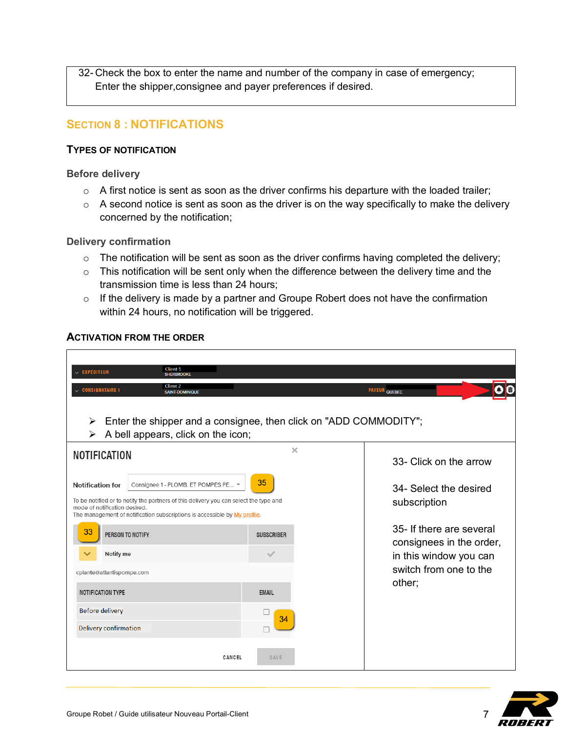32- Check the box to enter the name and number of the company in case of emergency; Enter the shipper,consignee and payer preferences if desired.

## SECTION 8 : NOTIFICATIONS

### TYPES OF NOTIFICATION

#### Before delivery

- A first notice is sent as soon as the driver confirms his departure with the loaded trailer;
- A second notice is sent as soon as the driver is on the way specifically to make the delivery concerned by the notification;

#### Delivery confirmation

- The notification will be sent as soon as the driver confirms having completed the delivery;
- This notification will be sent only when the difference between the delivery time and the transmission time is less than 24 hours;
- If the delivery is made by a partner and Groupe Robert does not have the confirmation within 24 hours, no notification will be triggered.

### ACTIVATION FROM THE ORDER

- Enter the shipper and a consignee, then click on "ADD COMMODITY";
- A bell appears, click on the icon;

33- Click on the arrow

34- Select the desired subscription

35- If there are several consignees in the order, in this window you can switch from one to the other;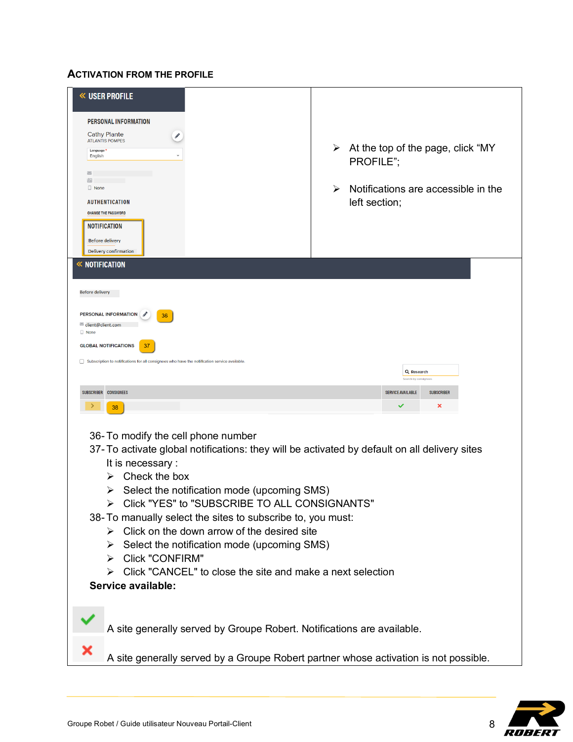## ACTIVATION FROM THE PROFILE

- At the top of the page, click "MY PROFILE";
- Notifications are accessible in the left section;

36- To modify the cell phone number

37- To activate global notifications: they will be activated by default on all delivery sites

It is necessary :

- Check the box
- Select the notification mode (upcoming SMS)
- Click "YES" to "SUBSCRIBE TO ALL CONSIGNANTS"

38- To manually select the sites to subscribe to, you must:

- Click on the down arrow of the desired site
- Select the notification mode (upcoming SMS)
- Click "CONFIRM"
- Click "CANCEL" to close the site and make a next selection

**Service available:**

✔ A site generally served by Groupe Robert. Notifications are available.

✖ A site generally served by a Groupe Robert partner whose activation is not possible.